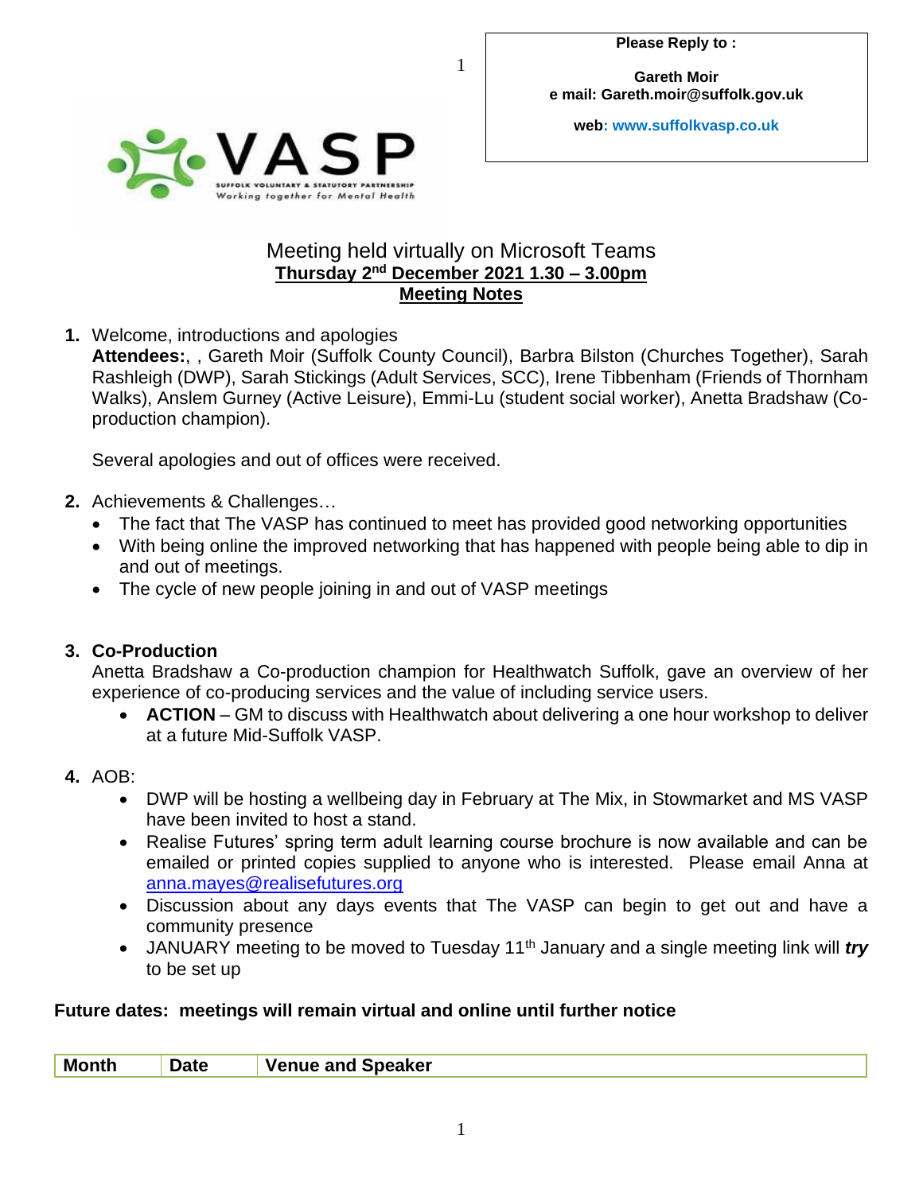**Please Reply to :**

**Gareth Moir**
**e mail: Gareth.moir@suffolk.gov.uk**

**web: www.suffolkvasp.co.uk**

VASP
SUFFOLK VOLUNTARY & STATUTORY PARTNERSHIP
Working together for Mental Health

Meeting held virtually on Microsoft Teams
**Thursday 2nd December 2021 1.30 – 3.00pm**
**Meeting Notes**

1. Welcome, introductions and apologies
   **Attendees:**, , Gareth Moir (Suffolk County Council), Barbra Bilston (Churches Together), Sarah Rashleigh (DWP), Sarah Stickings (Adult Services, SCC), Irene Tibbenham (Friends of Thornham Walks), Anslem Gurney (Active Leisure), Emmi-Lu (student social worker), Anetta Bradshaw (Co-production champion).

   Several apologies and out of offices were received.

2. Achievements & Challenges…
   - The fact that The VASP has continued to meet has provided good networking opportunities
   - With being online the improved networking that has happened with people being able to dip in and out of meetings.
   - The cycle of new people joining in and out of VASP meetings

3. **Co-Production**
   Anetta Bradshaw a Co-production champion for Healthwatch Suffolk, gave an overview of her experience of co-producing services and the value of including service users.
   - **ACTION** – GM to discuss with Healthwatch about delivering a one hour workshop to deliver at a future Mid-Suffolk VASP.

4. AOB:
   - DWP will be hosting a wellbeing day in February at The Mix, in Stowmarket and MS VASP have been invited to host a stand.
   - Realise Futures' spring term adult learning course brochure is now available and can be emailed or printed copies supplied to anyone who is interested. Please email Anna at anna.mayes@realisefutures.org
   - Discussion about any days events that The VASP can begin to get out and have a community presence
   - JANUARY meeting to be moved to Tuesday 11th January and a single meeting link will ***try*** to be set up

**Future dates: meetings will remain virtual and online until further notice**

| Month | Date | Venue and Speaker |
|---|---|---|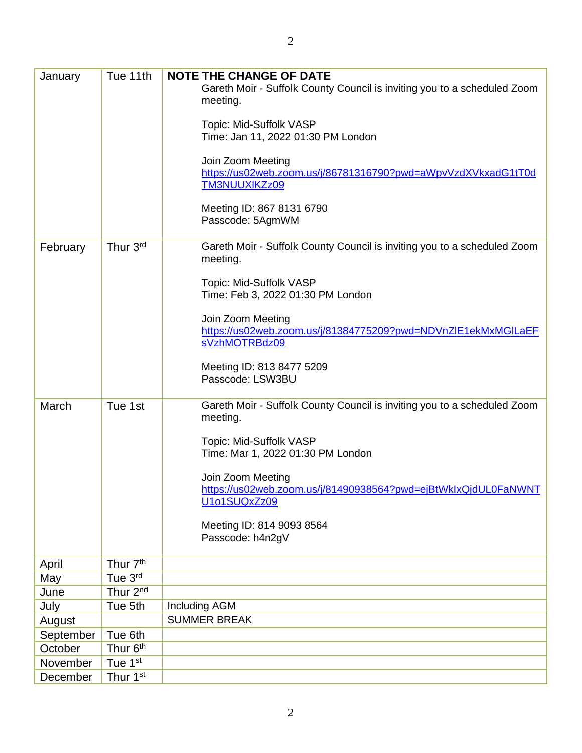| | | |
|---|---|---|
| January | Tue 11th | **NOTE THE CHANGE OF DATE**<br>Gareth Moir - Suffolk County Council is inviting you to a scheduled Zoom meeting.<br><br>Topic: Mid-Suffolk VASP<br>Time: Jan 11, 2022 01:30 PM London<br><br>Join Zoom Meeting<br>https://us02web.zoom.us/j/86781316790?pwd=aWpvVzdXVkxadG1tT0dTM3NUUXlKZz09<br><br>Meeting ID: 867 8131 6790<br>Passcode: 5AgmWM |
| February | Thur 3rd | Gareth Moir - Suffolk County Council is inviting you to a scheduled Zoom meeting.<br><br>Topic: Mid-Suffolk VASP<br>Time: Feb 3, 2022 01:30 PM London<br><br>Join Zoom Meeting<br>https://us02web.zoom.us/j/81384775209?pwd=NDVnZlE1ekMxMGlLaEFsVzhMOTRBdz09<br><br>Meeting ID: 813 8477 5209<br>Passcode: LSW3BU |
| March | Tue 1st | Gareth Moir - Suffolk County Council is inviting you to a scheduled Zoom meeting.<br><br>Topic: Mid-Suffolk VASP<br>Time: Mar 1, 2022 01:30 PM London<br><br>Join Zoom Meeting<br>https://us02web.zoom.us/j/81490938564?pwd=ejBtWkIxQjdUL0FaNWNTU1o1SUQxZz09<br><br>Meeting ID: 814 9093 8564<br>Passcode: h4n2gV |
| April | Thur 7th | |
| May | Tue 3rd | |
| June | Thur 2nd | |
| July | Tue 5th | Including AGM |
| August | | SUMMER BREAK |
| September | Tue 6th | |
| October | Thur 6th | |
| November | Tue 1st | |
| December | Thur 1st | |